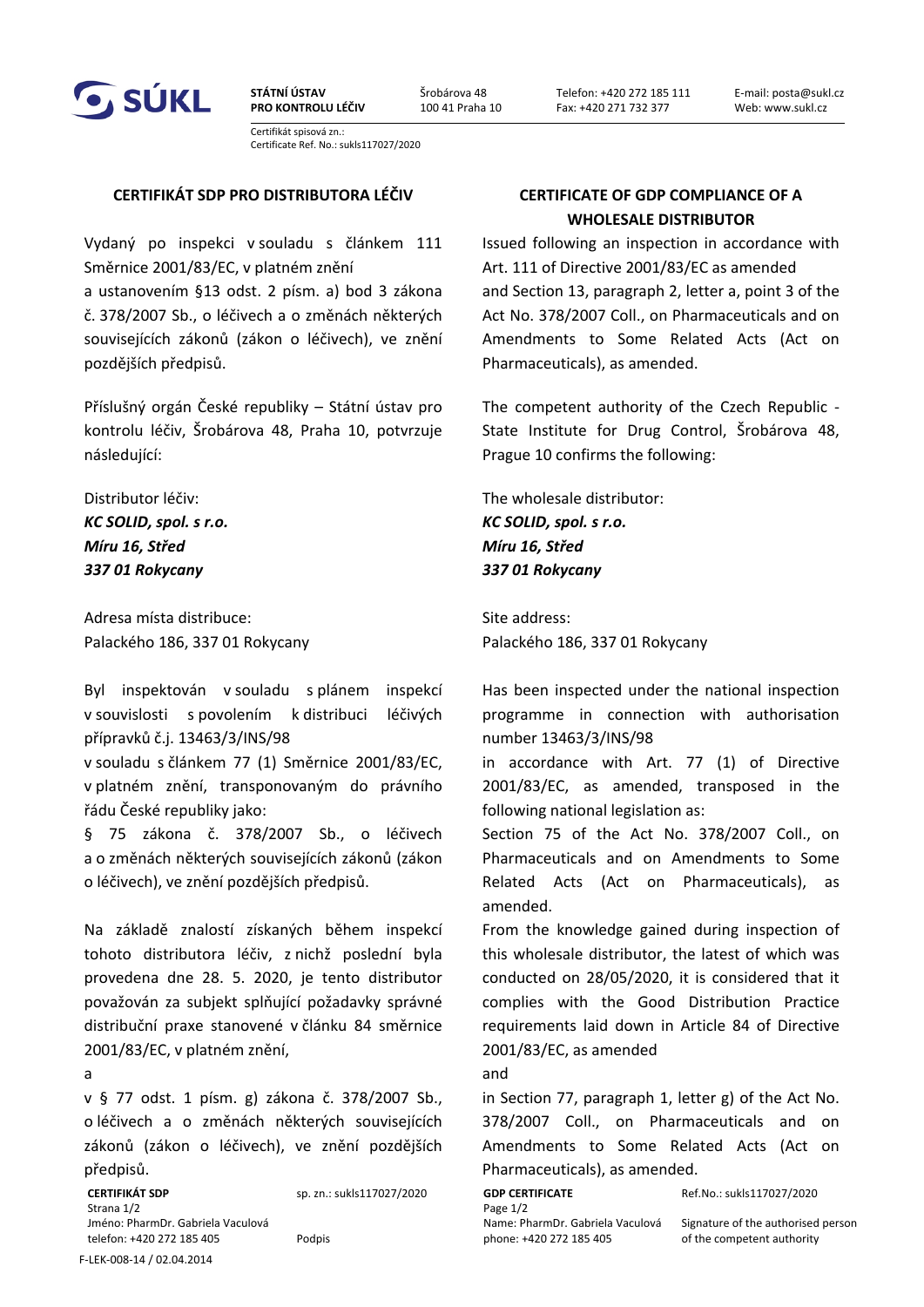**SÚKL**

**STÁTNÍ ÚSTAV PRO KONTROLU LÉČIV**
Šrobárova 48
100 41 Praha 10
Telefon: +420 272 185 111
Fax: +420 271 732 377
E-mail: posta@sukl.cz
Web: www.sukl.cz

Certifikát spisová zn.:
Certificate Ref. No.: sukls117027/2020

## CERTIFIKÁT SDP PRO DISTRIBUTORA LÉČIV

Vydaný po inspekci v souladu s článkem 111 Směrnice 2001/83/EC, v platném znění a ustanovením §13 odst. 2 písm. a) bod 3 zákona č. 378/2007 Sb., o léčivech a o změnách některých souvisejících zákonů (zákon o léčivech), ve znění pozdějších předpisů.

Příslušný orgán České republiky – Státní ústav pro kontrolu léčiv, Šrobárova 48, Praha 10, potvrzuje následující:

Distributor léčiv:
***KC SOLID, spol. s r.o.***
***Míru 16, Střed***
***337 01 Rokycany***

Adresa místa distribuce:
Palackého 186, 337 01 Rokycany

Byl inspektován v souladu s plánem inspekcí v souvislosti s povolením k distribuci léčivých přípravků č.j. 13463/3/INS/98
v souladu s článkem 77 (1) Směrnice 2001/83/EC, v platném znění, transponovaným do právního řádu České republiky jako:
§ 75 zákona č. 378/2007 Sb., o léčivech a o změnách některých souvisejících zákonů (zákon o léčivech), ve znění pozdějších předpisů.

Na základě znalostí získaných během inspekcí tohoto distributora léčiv, z nichž poslední byla provedena dne 28. 5. 2020, je tento distributor považován za subjekt splňující požadavky správné distribuční praxe stanovené v článku 84 směrnice 2001/83/EC, v platném znění,

a

v § 77 odst. 1 písm. g) zákona č. 378/2007 Sb., o léčivech a o změnách některých souvisejících zákonů (zákon o léčivech), ve znění pozdějších předpisů.

## CERTIFICATE OF GDP COMPLIANCE OF A WHOLESALE DISTRIBUTOR

Issued following an inspection in accordance with Art. 111 of Directive 2001/83/EC as amended and Section 13, paragraph 2, letter a, point 3 of the Act No. 378/2007 Coll., on Pharmaceuticals and on Amendments to Some Related Acts (Act on Pharmaceuticals), as amended.

The competent authority of the Czech Republic - State Institute for Drug Control, Šrobárova 48, Prague 10 confirms the following:

The wholesale distributor:
***KC SOLID, spol. s r.o.***
***Míru 16, Střed***
***337 01 Rokycany***

Site address:
Palackého 186, 337 01 Rokycany

Has been inspected under the national inspection programme in connection with authorisation number 13463/3/INS/98
in accordance with Art. 77 (1) of Directive 2001/83/EC, as amended, transposed in the following national legislation as:
Section 75 of the Act No. 378/2007 Coll., on Pharmaceuticals and on Amendments to Some Related Acts (Act on Pharmaceuticals), as amended.

From the knowledge gained during inspection of this wholesale distributor, the latest of which was conducted on 28/05/2020, it is considered that it complies with the Good Distribution Practice requirements laid down in Article 84 of Directive 2001/83/EC, as amended

and

in Section 77, paragraph 1, letter g) of the Act No. 378/2007 Coll., on Pharmaceuticals and on Amendments to Some Related Acts (Act on Pharmaceuticals), as amended.

**CERTIFIKÁT SDP** sp. zn.: sukls117027/2020
Jméno: PharmDr. Gabriela Vaculová
telefon: +420 272 185 405
Podpis

**GDP CERTIFICATE** Ref.No.: sukls117027/2020
Name: PharmDr. Gabriela Vaculová
phone: +420 272 185 405
Signature of the authorised person of the competent authority

F-LEK-008-14 / 02.04.2014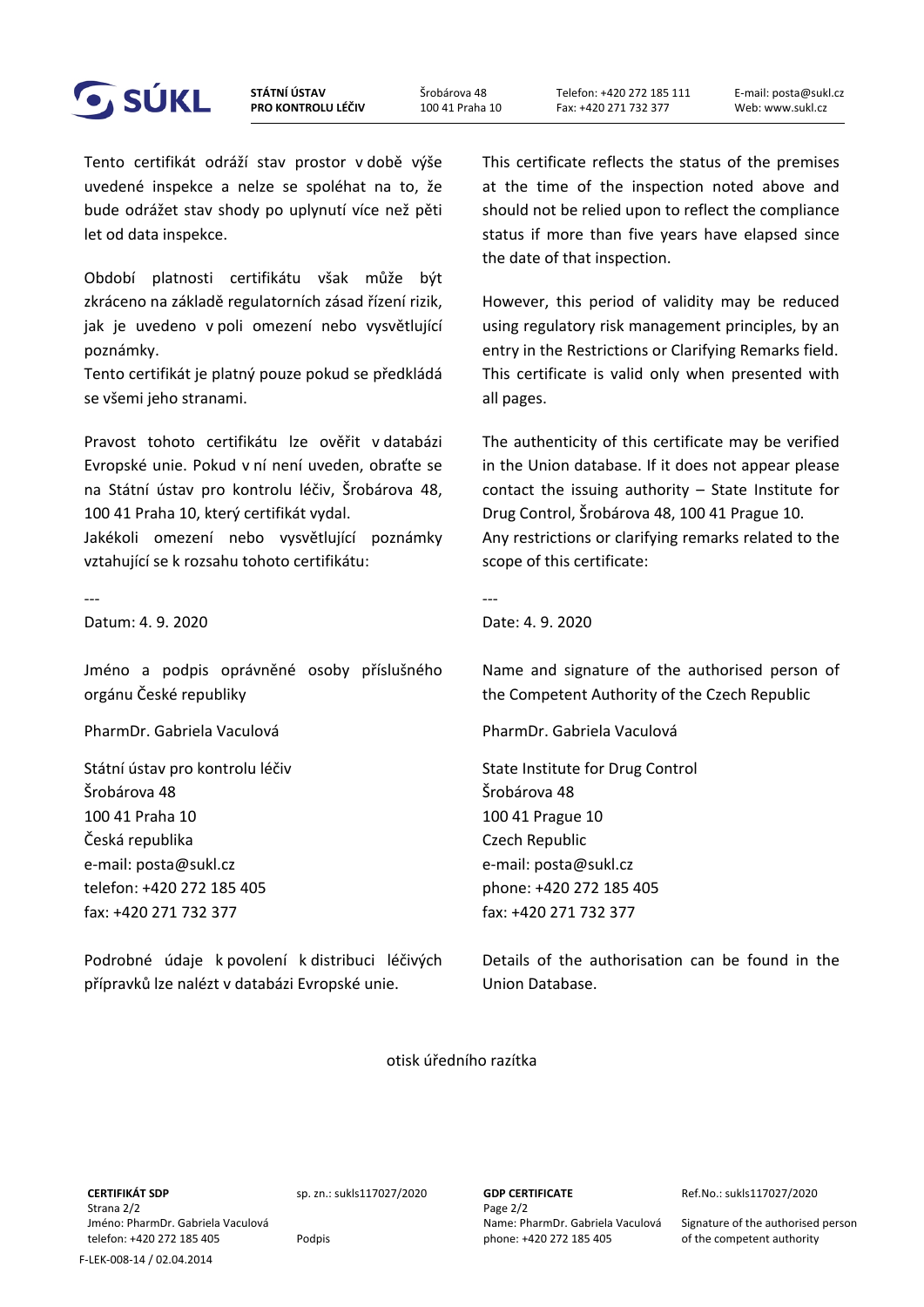Tento certifikát odráží stav prostor v době výše uvedené inspekce a nelze se spoléhat na to, že bude odrážet stav shody po uplynutí více než pěti let od data inspekce.

Období platnosti certifikátu však může být zkráceno na základě regulatorních zásad řízení rizik, jak je uvedeno v poli omezení nebo vysvětlující poznámky.
Tento certifikát je platný pouze pokud se předkládá se všemi jeho stranami.

Pravost tohoto certifikátu lze ověřit v databázi Evropské unie. Pokud v ní není uveden, obraťte se na Státní ústav pro kontrolu léčiv, Šrobárova 48, 100 41 Praha 10, který certifikát vydal.
Jakékoli omezení nebo vysvětlující poznámky vztahující se k rozsahu tohoto certifikátu:

---

Datum: 4. 9. 2020

Jméno a podpis oprávněné osoby příslušného orgánu České republiky

PharmDr. Gabriela Vaculová

Státní ústav pro kontrolu léčiv
Šrobárova 48
100 41 Praha 10
Česká republika
e-mail: posta@sukl.cz
telefon: +420 272 185 405
fax: +420 271 732 377

Podrobné údaje k povolení k distribuci léčivých přípravků lze nalézt v databázi Evropské unie.

This certificate reflects the status of the premises at the time of the inspection noted above and should not be relied upon to reflect the compliance status if more than five years have elapsed since the date of that inspection.

However, this period of validity may be reduced using regulatory risk management principles, by an entry in the Restrictions or Clarifying Remarks field.
This certificate is valid only when presented with all pages.

The authenticity of this certificate may be verified in the Union database. If it does not appear please contact the issuing authority – State Institute for Drug Control, Šrobárova 48, 100 41 Prague 10.
Any restrictions or clarifying remarks related to the scope of this certificate:

---

Date: 4. 9. 2020

Name and signature of the authorised person of the Competent Authority of the Czech Republic

PharmDr. Gabriela Vaculová

State Institute for Drug Control
Šrobárova 48
100 41 Prague 10
Czech Republic
e-mail: posta@sukl.cz
phone: +420 272 185 405
fax: +420 271 732 377

Details of the authorisation can be found in the Union Database.

otisk úředního razítka

**CERTIFIKÁT SDP** sp. zn.: sukls117027/2020
Jméno: PharmDr. Gabriela Vaculová
telefon: +420 272 185 405
Podpis

**GDP CERTIFICATE** Ref.No.: sukls117027/2020
Name: PharmDr. Gabriela Vaculová
phone: +420 272 185 405
Signature of the authorised person of the competent authority

F-LEK-008-14 / 02.04.2014